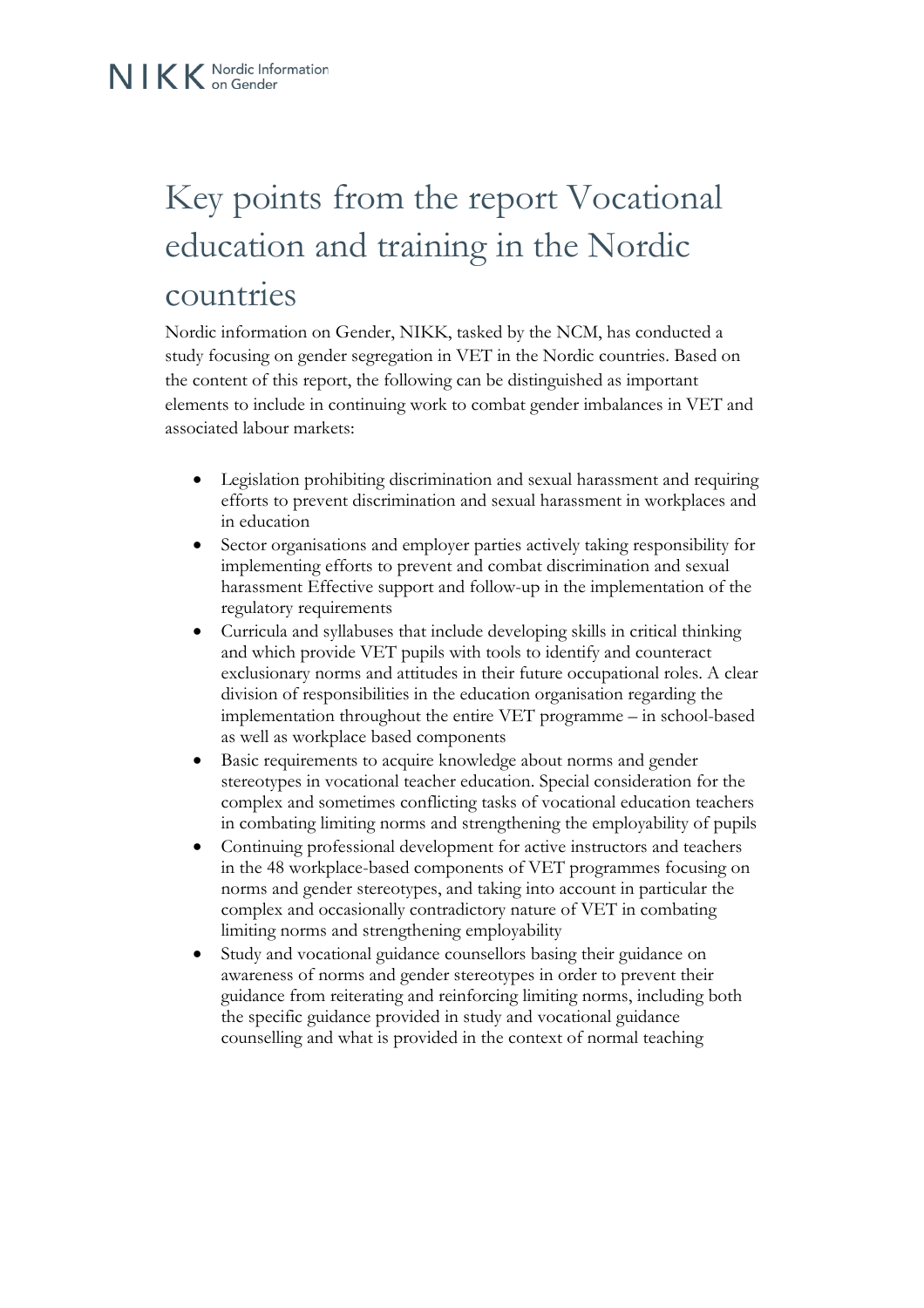# Key points from the report Vocational education and training in the Nordic countries

Nordic information on Gender, NIKK, tasked by the NCM, has conducted a study focusing on gender segregation in VET in the Nordic countries. Based on the content of this report, the following can be distinguished as important elements to include in continuing work to combat gender imbalances in VET and associated labour markets:

- Legislation prohibiting discrimination and sexual harassment and requiring efforts to prevent discrimination and sexual harassment in workplaces and in education
- Sector organisations and employer parties actively taking responsibility for implementing efforts to prevent and combat discrimination and sexual harassment Effective support and follow-up in the implementation of the regulatory requirements
- Curricula and syllabuses that include developing skills in critical thinking and which provide VET pupils with tools to identify and counteract exclusionary norms and attitudes in their future occupational roles. A clear division of responsibilities in the education organisation regarding the implementation throughout the entire VET programme – in school-based as well as workplace based components
- Basic requirements to acquire knowledge about norms and gender stereotypes in vocational teacher education. Special consideration for the complex and sometimes conflicting tasks of vocational education teachers in combating limiting norms and strengthening the employability of pupils
- Continuing professional development for active instructors and teachers in the 48 workplace-based components of VET programmes focusing on norms and gender stereotypes, and taking into account in particular the complex and occasionally contradictory nature of VET in combating limiting norms and strengthening employability
- Study and vocational guidance counsellors basing their guidance on awareness of norms and gender stereotypes in order to prevent their guidance from reiterating and reinforcing limiting norms, including both the specific guidance provided in study and vocational guidance counselling and what is provided in the context of normal teaching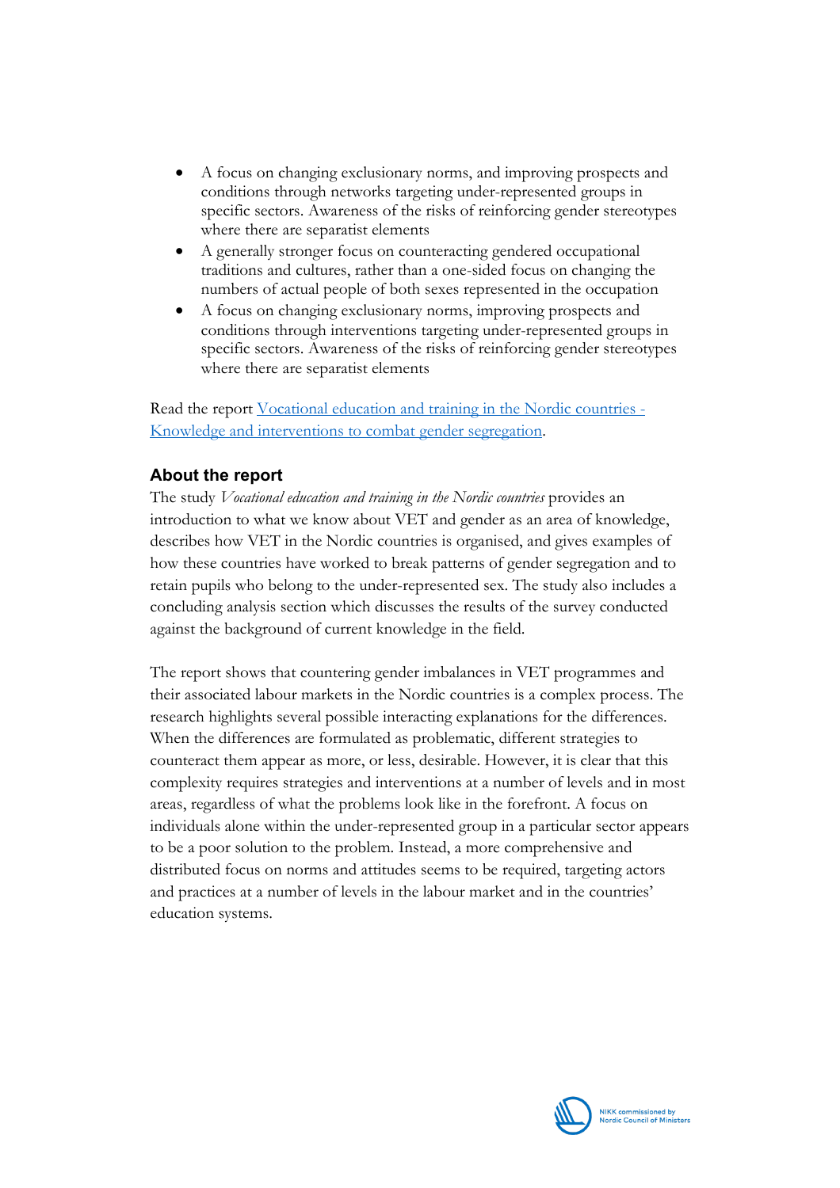- A focus on changing exclusionary norms, and improving prospects and conditions through networks targeting under-represented groups in specific sectors. Awareness of the risks of reinforcing gender stereotypes where there are separatist elements
- A generally stronger focus on counteracting gendered occupational traditions and cultures, rather than a one-sided focus on changing the numbers of actual people of both sexes represented in the occupation
- A focus on changing exclusionary norms, improving prospects and conditions through interventions targeting under-represented groups in specific sectors. Awareness of the risks of reinforcing gender stereotypes where there are separatist elements

Read the report [Vocational education and training in the Nordic countries - Knowledge and interventions to combat gender segregation]().

## About the report

The study *Vocational education and training in the Nordic countries* provides an introduction to what we know about VET and gender as an area of knowledge, describes how VET in the Nordic countries is organised, and gives examples of how these countries have worked to break patterns of gender segregation and to retain pupils who belong to the under-represented sex. The study also includes a concluding analysis section which discusses the results of the survey conducted against the background of current knowledge in the field.

The report shows that countering gender imbalances in VET programmes and their associated labour markets in the Nordic countries is a complex process. The research highlights several possible interacting explanations for the differences. When the differences are formulated as problematic, different strategies to counteract them appear as more, or less, desirable. However, it is clear that this complexity requires strategies and interventions at a number of levels and in most areas, regardless of what the problems look like in the forefront. A focus on individuals alone within the under-represented group in a particular sector appears to be a poor solution to the problem. Instead, a more comprehensive and distributed focus on norms and attitudes seems to be required, targeting actors and practices at a number of levels in the labour market and in the countries' education systems.

NIKK commissioned by Nordic Council of Ministers